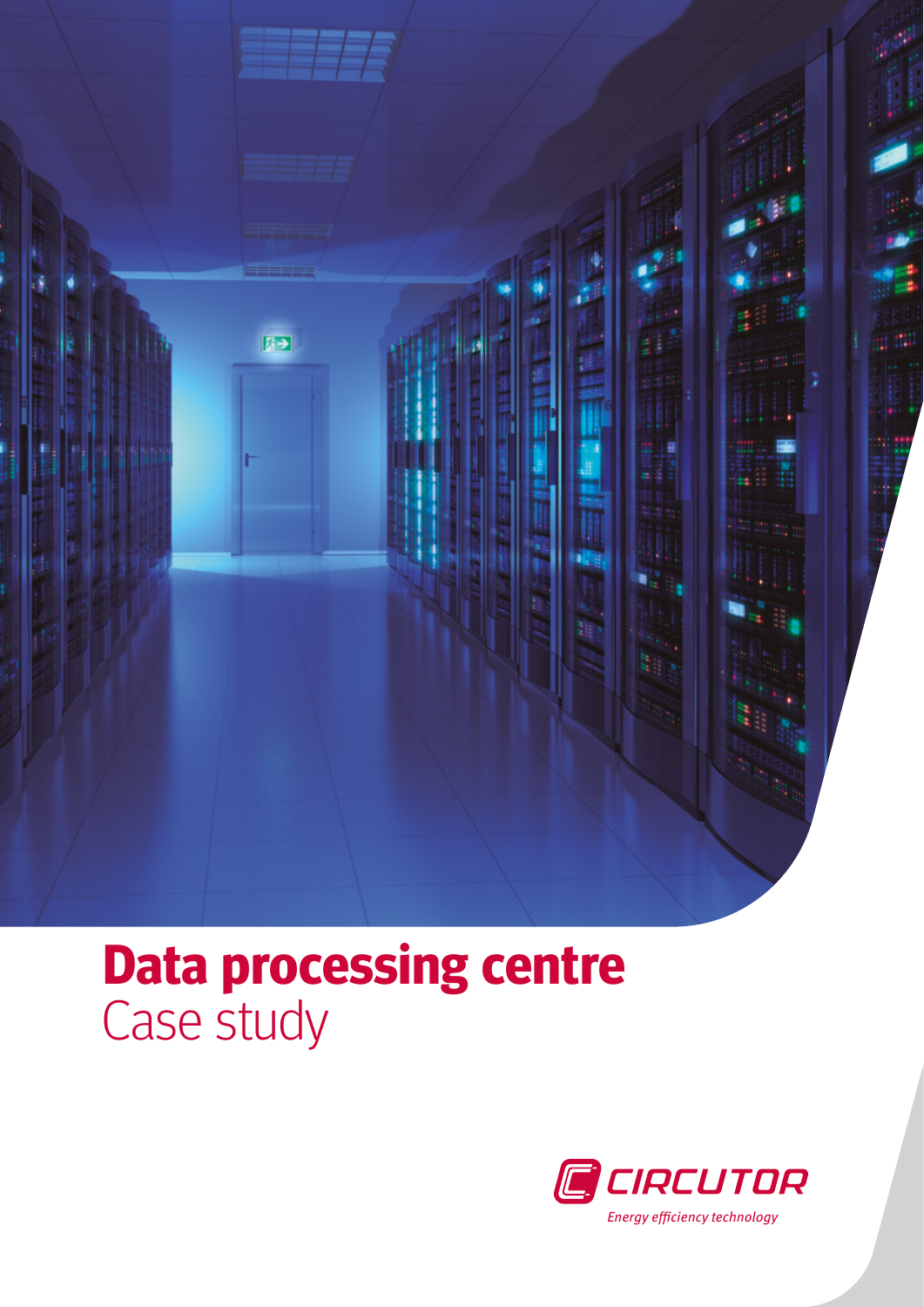# Data processing centre

## Case study

CIRCUTOR

*Energy efficiency technology*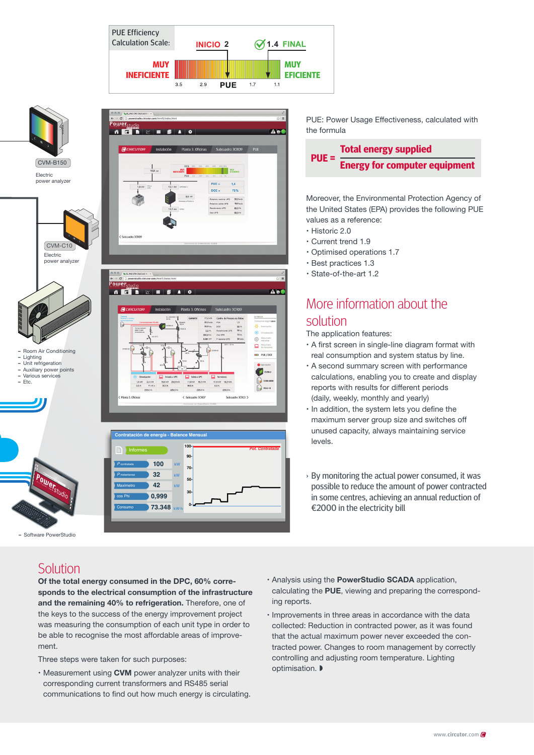PUE Efficiency Calculation Scale: INICIO 2 — 1.4 FINAL

MUY INEFICIENTE — 3.5 — 2.9 — PUE — 1.7 — 1.1 — MUY EFICIENTE

CVM-B150
Electric power analyzer

CVM-C10
Electric power analyzer

- Room Air Conditioning
- Lighting
- Unit refrigeration
- Auxiliary power points
- Various services
- Etc.

- Software PowerStudio

PUE: Power Usage Effectiveness, calculated with the formula

$$\text{PUE} = \frac{\text{Total energy supplied}}{\text{Energy for computer equipment}}$$

Moreover, the Environmental Protection Agency of the United States (EPA) provides the following PUE values as a reference:

- Historic 2.0
- Current trend 1.9
- Optimised operations 1.7
- Best practices 1.3
- State-of-the-art 1.2

## More information about the solution

The application features:

- A first screen in single-line diagram format with real consumption and system status by line.
- A second summary screen with performance calculations, enabling you to create and display reports with results for different periods (daily, weekly, monthly and yearly)
- In addition, the system lets you define the maximum server group size and switches off unused capacity, always maintaining service levels.

› By monitoring the actual power consumed, it was possible to reduce the amount of power contracted in some centres, achieving an annual reduction of €2000 in the electricity bill

## Solution

**Of the total energy consumed in the DPC, 60% corresponds to the electrical consumption of the infrastructure and the remaining 40% to refrigeration.** Therefore, one of the keys to the success of the energy improvement project was measuring the consumption of each unit type in order to be able to recognise the most affordable areas of improvement.

Three steps were taken for such purposes:

- Measurement using **CVM** power analyzer units with their corresponding current transformers and RS485 serial communications to find out how much energy is circulating.
- Analysis using the **PowerStudio SCADA** application, calculating the **PUE**, viewing and preparing the corresponding reports.
- Improvements in three areas in accordance with the data collected: Reduction in contracted power, as it was found that the actual maximum power never exceeded the contracted power. Changes to room management by correctly controlling and adjusting room temperature. Lighting optimisation.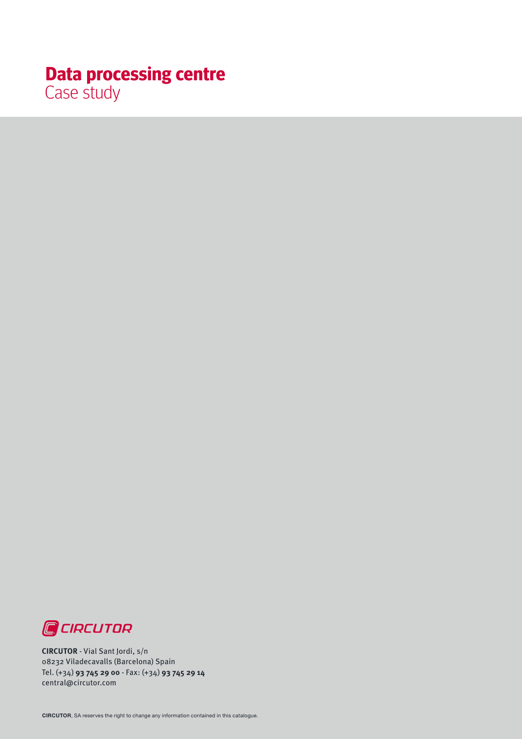# Data processing centre
Case study

**CIRCUTOR** - Vial Sant Jordi, s/n
08232 Viladecavalls (Barcelona) Spain
Tel. (+34) **93 745 29 00** - Fax: (+34) **93 745 29 14**
central@circutor.com

**CIRCUTOR**, SA reserves the right to change any information contained in this catalogue.